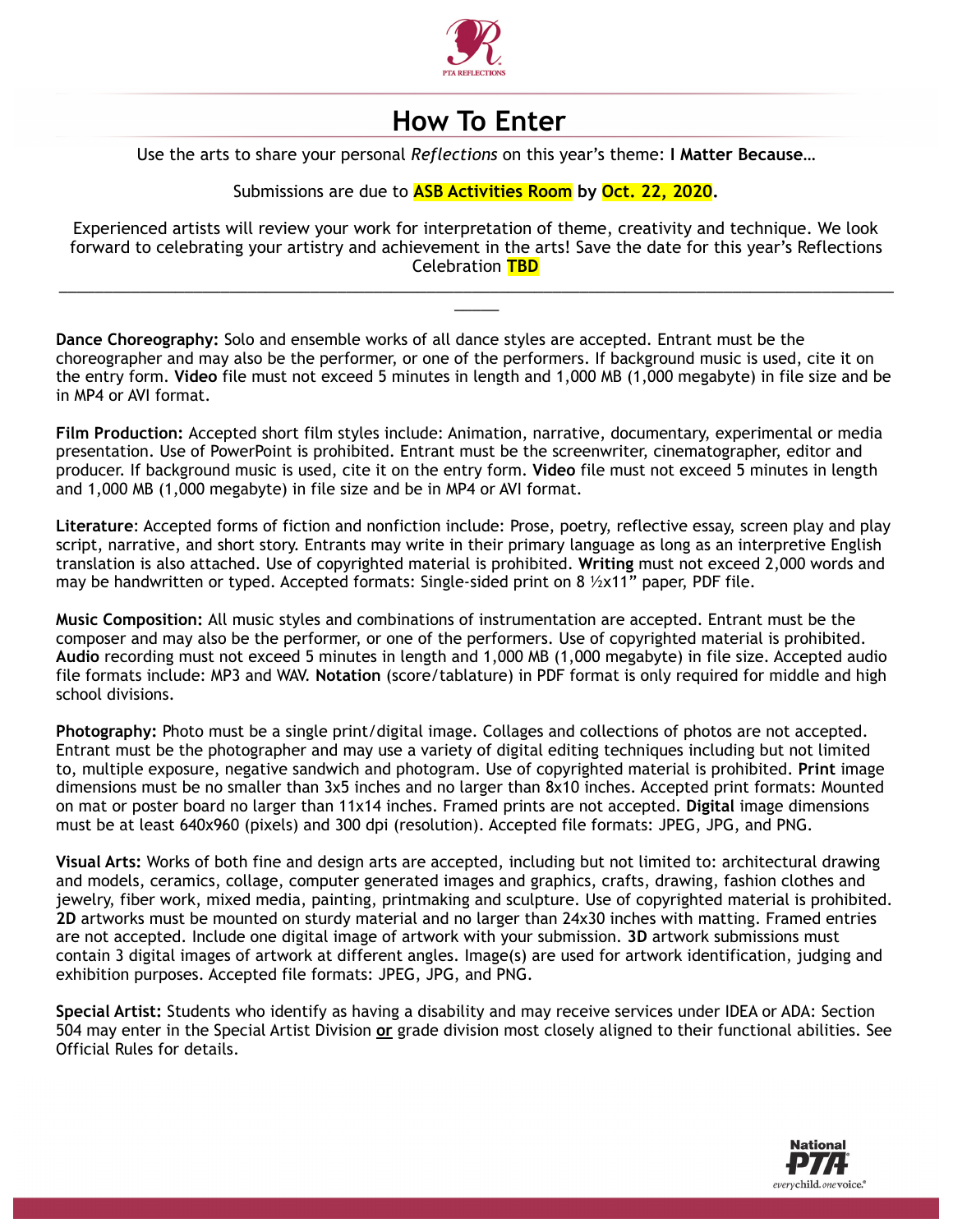PTA REFLECTIONS

# How To Enter

Use the arts to share your personal *Reflections* on this year's theme: **I Matter Because…**

Submissions are due to **ASB Activities Room** by **Oct. 22, 2020**.

Experienced artists will review your work for interpretation of theme, creativity and technique. We look forward to celebrating your artistry and achievement in the arts! Save the date for this year's Reflections Celebration **TBD**

---

**Dance Choreography:** Solo and ensemble works of all dance styles are accepted. Entrant must be the choreographer and may also be the performer, or one of the performers. If background music is used, cite it on the entry form. **Video** file must not exceed 5 minutes in length and 1,000 MB (1,000 megabyte) in file size and be in MP4 or AVI format.

**Film Production:** Accepted short film styles include: Animation, narrative, documentary, experimental or media presentation. Use of PowerPoint is prohibited. Entrant must be the screenwriter, cinematographer, editor and producer. If background music is used, cite it on the entry form. **Video** file must not exceed 5 minutes in length and 1,000 MB (1,000 megabyte) in file size and be in MP4 or AVI format.

**Literature**: Accepted forms of fiction and nonfiction include: Prose, poetry, reflective essay, screen play and play script, narrative, and short story. Entrants may write in their primary language as long as an interpretive English translation is also attached. Use of copyrighted material is prohibited. **Writing** must not exceed 2,000 words and may be handwritten or typed. Accepted formats: Single-sided print on 8 ½x11" paper, PDF file.

**Music Composition:** All music styles and combinations of instrumentation are accepted. Entrant must be the composer and may also be the performer, or one of the performers. Use of copyrighted material is prohibited. **Audio** recording must not exceed 5 minutes in length and 1,000 MB (1,000 megabyte) in file size. Accepted audio file formats include: MP3 and WAV. **Notation** (score/tablature) in PDF format is only required for middle and high school divisions.

**Photography:** Photo must be a single print/digital image. Collages and collections of photos are not accepted. Entrant must be the photographer and may use a variety of digital editing techniques including but not limited to, multiple exposure, negative sandwich and photogram. Use of copyrighted material is prohibited. **Print** image dimensions must be no smaller than 3x5 inches and no larger than 8x10 inches. Accepted print formats: Mounted on mat or poster board no larger than 11x14 inches. Framed prints are not accepted. **Digital** image dimensions must be at least 640x960 (pixels) and 300 dpi (resolution). Accepted file formats: JPEG, JPG, and PNG.

**Visual Arts:** Works of both fine and design arts are accepted, including but not limited to: architectural drawing and models, ceramics, collage, computer generated images and graphics, crafts, drawing, fashion clothes and jewelry, fiber work, mixed media, painting, printmaking and sculpture. Use of copyrighted material is prohibited. **2D** artworks must be mounted on sturdy material and no larger than 24x30 inches with matting. Framed entries are not accepted. Include one digital image of artwork with your submission. **3D** artwork submissions must contain 3 digital images of artwork at different angles. Image(s) are used for artwork identification, judging and exhibition purposes. Accepted file formats: JPEG, JPG, and PNG.

**Special Artist:** Students who identify as having a disability and may receive services under IDEA or ADA: Section 504 may enter in the Special Artist Division **or** grade division most closely aligned to their functional abilities. See Official Rules for details.

National PTA
everychild. onevoice.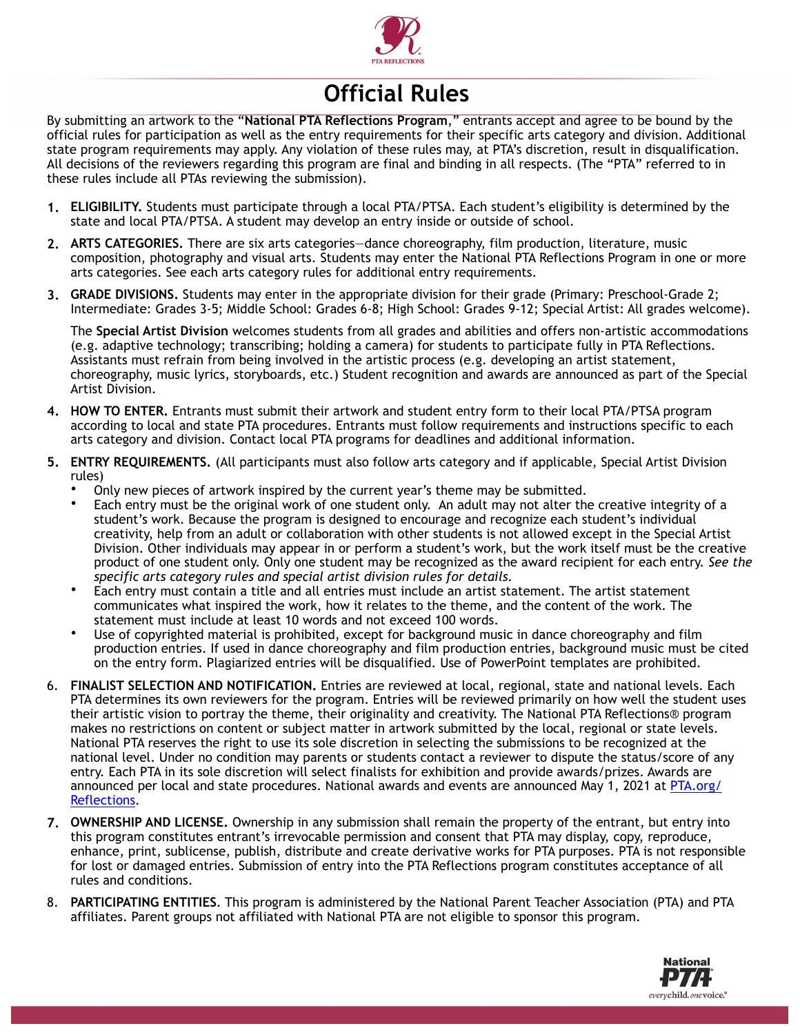# Official Rules

By submitting an artwork to the "**National PTA Reflections Program**," entrants accept and agree to be bound by the official rules for participation as well as the entry requirements for their specific arts category and division. Additional state program requirements may apply. Any violation of these rules may, at PTA's discretion, result in disqualification. All decisions of the reviewers regarding this program are final and binding in all respects. (The "PTA" referred to in these rules include all PTAs reviewing the submission).

1. **ELIGIBILITY.** Students must participate through a local PTA/PTSA. Each student's eligibility is determined by the state and local PTA/PTSA. A student may develop an entry inside or outside of school.

2. **ARTS CATEGORIES.** There are six arts categories—dance choreography, film production, literature, music composition, photography and visual arts. Students may enter the National PTA Reflections Program in one or more arts categories. See each arts category rules for additional entry requirements.

3. **GRADE DIVISIONS.** Students may enter in the appropriate division for their grade (Primary: Preschool-Grade 2; Intermediate: Grades 3-5; Middle School: Grades 6-8; High School: Grades 9-12; Special Artist: All grades welcome).

   The **Special Artist Division** welcomes students from all grades and abilities and offers non-artistic accommodations (e.g. adaptive technology; transcribing; holding a camera) for students to participate fully in PTA Reflections. Assistants must refrain from being involved in the artistic process (e.g. developing an artist statement, choreography, music lyrics, storyboards, etc.) Student recognition and awards are announced as part of the Special Artist Division.

4. **HOW TO ENTER.** Entrants must submit their artwork and student entry form to their local PTA/PTSA program according to local and state PTA procedures. Entrants must follow requirements and instructions specific to each arts category and division. Contact local PTA programs for deadlines and additional information.

5. **ENTRY REQUIREMENTS.** (All participants must also follow arts category and if applicable, Special Artist Division rules)
   - Only new pieces of artwork inspired by the current year's theme may be submitted.
   - Each entry must be the original work of one student only. An adult may not alter the creative integrity of a student's work. Because the program is designed to encourage and recognize each student's individual creativity, help from an adult or collaboration with other students is not allowed except in the Special Artist Division. Other individuals may appear in or perform a student's work, but the work itself must be the creative product of one student only. Only one student may be recognized as the award recipient for each entry. *See the specific arts category rules and special artist division rules for details.*
   - Each entry must contain a title and all entries must include an artist statement. The artist statement communicates what inspired the work, how it relates to the theme, and the content of the work. The statement must include at least 10 words and not exceed 100 words.
   - Use of copyrighted material is prohibited, except for background music in dance choreography and film production entries. If used in dance choreography and film production entries, background music must be cited on the entry form. Plagiarized entries will be disqualified. Use of PowerPoint templates are prohibited.

6. **FINALIST SELECTION AND NOTIFICATION.** Entries are reviewed at local, regional, state and national levels. Each PTA determines its own reviewers for the program. Entries will be reviewed primarily on how well the student uses their artistic vision to portray the theme, their originality and creativity. The National PTA Reflections® program makes no restrictions on content or subject matter in artwork submitted by the local, regional or state levels. National PTA reserves the right to use its sole discretion in selecting the submissions to be recognized at the national level. Under no condition may parents or students contact a reviewer to dispute the status/score of any entry. Each PTA in its sole discretion will select finalists for exhibition and provide awards/prizes. Awards are announced per local and state procedures. National awards and events are announced May 1, 2021 at PTA.org/Reflections.

7. **OWNERSHIP AND LICENSE.** Ownership in any submission shall remain the property of the entrant, but entry into this program constitutes entrant's irrevocable permission and consent that PTA may display, copy, reproduce, enhance, print, sublicense, publish, distribute and create derivative works for PTA purposes. PTA is not responsible for lost or damaged entries. Submission of entry into the PTA Reflections program constitutes acceptance of all rules and conditions.

8. **PARTICIPATING ENTITIES**. This program is administered by the National Parent Teacher Association (PTA) and PTA affiliates. Parent groups not affiliated with National PTA are not eligible to sponsor this program.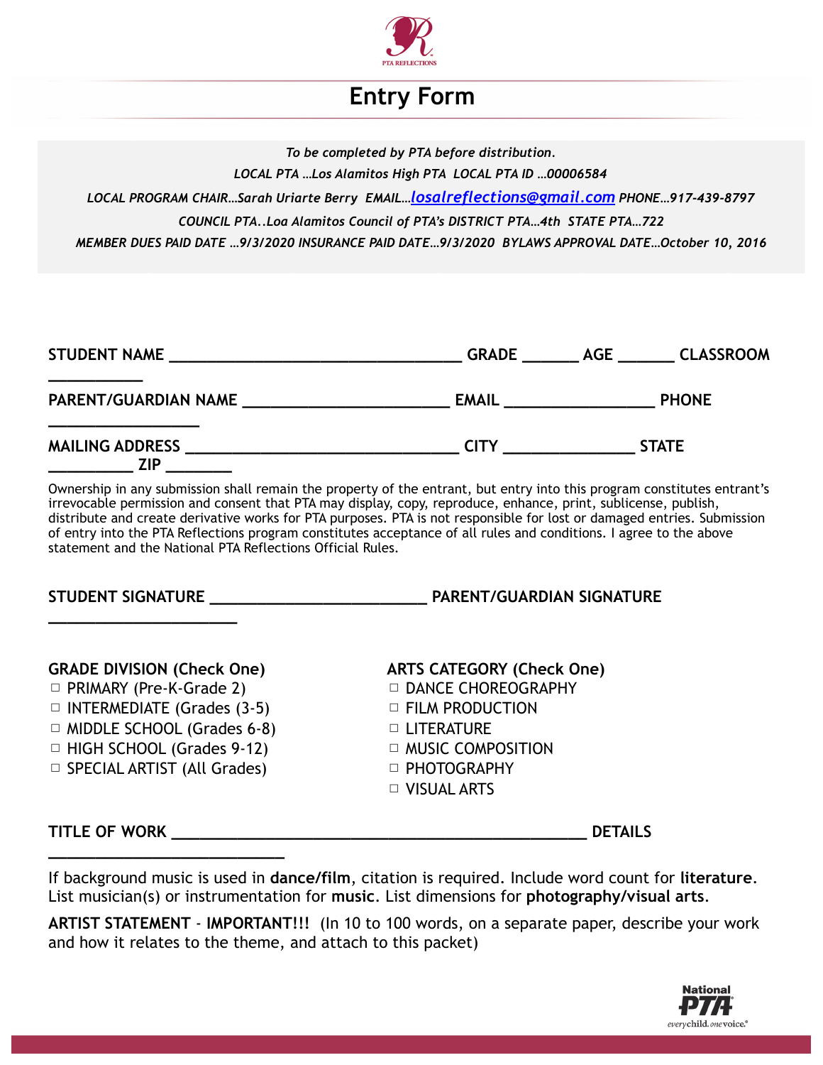PTA REFLECTIONS

# Entry Form

*To be completed by PTA before distribution.*

*LOCAL PTA …Los Alamitos High PTA LOCAL PTA ID …00006584*

*LOCAL PROGRAM CHAIR…Sarah Uriarte Berry EMAIL…losalreflections@gmail.com PHONE…917-439-8797*

*COUNCIL PTA..Loa Alamitos Council of PTA's DISTRICT PTA…4th STATE PTA…722*

*MEMBER DUES PAID DATE …9/3/2020 INSURANCE PAID DATE…9/3/2020 BYLAWS APPROVAL DATE…October 10, 2016*

**STUDENT NAME** ________________________________ **GRADE** ______ **AGE** ______ **CLASSROOM** __________

**PARENT/GUARDIAN NAME** ______________________ **EMAIL** ________________ **PHONE** ________________

**MAILING ADDRESS** ______________________________ **CITY** ______________ **STATE** _________ **ZIP** _______

Ownership in any submission shall remain the property of the entrant, but entry into this program constitutes entrant's irrevocable permission and consent that PTA may display, copy, reproduce, enhance, print, sublicense, publish, distribute and create derivative works for PTA purposes. PTA is not responsible for lost or damaged entries. Submission of entry into the PTA Reflections program constitutes acceptance of all rules and conditions. I agree to the above statement and the National PTA Reflections Official Rules.

**STUDENT SIGNATURE** _______________________ **PARENT/GUARDIAN SIGNATURE** ____________________

**GRADE DIVISION (Check One)**

- ☐ PRIMARY (Pre-K-Grade 2)
- ☐ INTERMEDIATE (Grades (3-5)
- ☐ MIDDLE SCHOOL (Grades 6-8)
- ☐ HIGH SCHOOL (Grades 9-12)
- ☐ SPECIAL ARTIST (All Grades)

**ARTS CATEGORY (Check One)**

- ☐ DANCE CHOREOGRAPHY
- ☐ FILM PRODUCTION
- ☐ LITERATURE
- ☐ MUSIC COMPOSITION
- ☐ PHOTOGRAPHY
- ☐ VISUAL ARTS

**TITLE OF WORK** _____________________________________________ **DETAILS** _________________________

If background music is used in **dance/film**, citation is required. Include word count for **literature**. List musician(s) or instrumentation for **music**. List dimensions for **photography/visual arts**.

**ARTIST STATEMENT - IMPORTANT!!!** (In 10 to 100 words, on a separate paper, describe your work and how it relates to the theme, and attach to this packet)

National PTA everychild. onevoice.